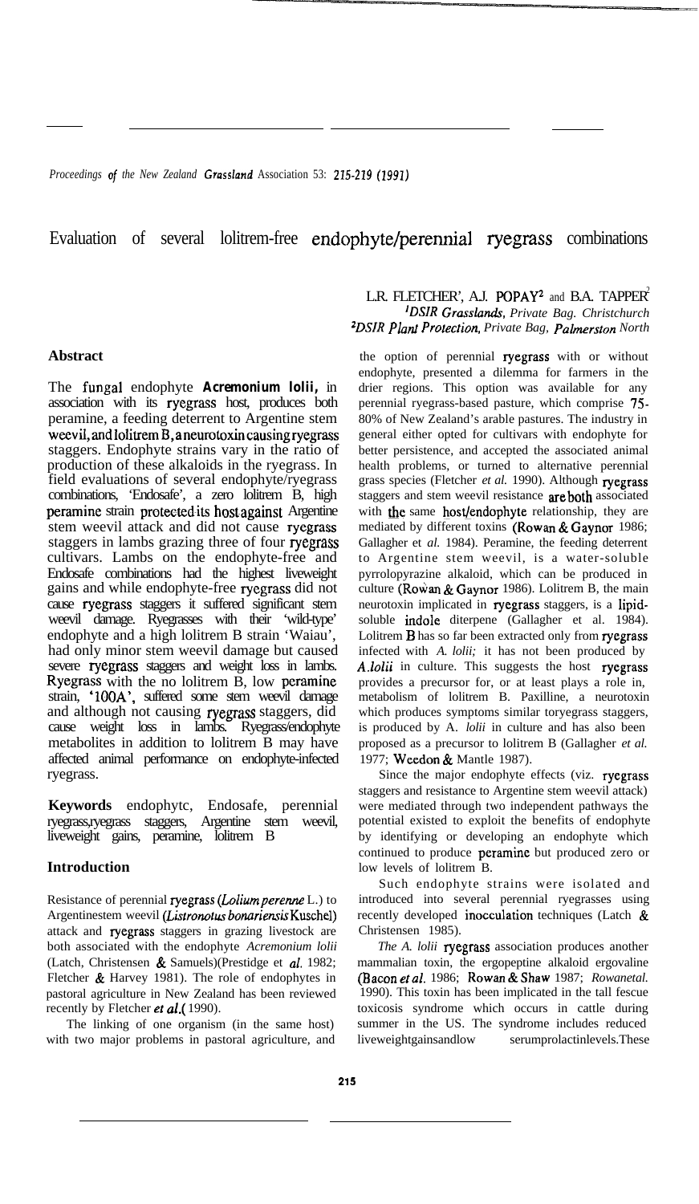# Evaluation of several lolitrem-free endophyte/perennial ryegrass combinations

L.R. FLETCHER[1], A.J. POPAY[2] and B.A. TAPPER[2]

[1]DSIR Grasslands, Private Bag. Christchurch
[2]DSIR Plant Protection, Private Bag, Palmerston North

## Abstract

The fungal endophyte **Acremonium lolii,** in association with its ryegrass host, produces both peramine, a feeding deterrent to Argentine stem weevil, and lolitrem B, a neurotoxin causing ryegrass staggers. Endophyte strains vary in the ratio of production of these alkaloids in the ryegrass. In field evaluations of several endophyte/ryegrass combinations, 'Endosafe', a zero lolitrem B, high peramine strain protected its host against Argentine stem weevil attack and did not cause ryegrass staggers in lambs grazing three of four ryegrass cultivars. Lambs on the endophyte-free and Endosafe combinations had the highest liveweight gains and while endophyte-free ryegrass did not cause ryegrass staggers it suffered significant stem weevil damage. Ryegrasses with their 'wild-type' endophyte and a high lolitrem B strain 'Waiau', had only minor stem weevil damage but caused severe ryegrass staggers and weight loss in lambs. Ryegrass with the no lolitrem B, low peramine strain, '100A', suffered some stem weevil damage and although not causing ryegrass staggers, did cause weight loss in lambs. Ryegrass/endophyte metabolites in addition to lolitrem B may have affected animal performance on endophyte-infected ryegrass.

**Keywords** endophytc, Endosafe, perennial ryegrass,ryegrass staggers, Argentine stem weevil, liveweight gains, peramine, lolitrem B

## Introduction

Resistance of perennial ryegrass (*Lolium perenne* L.) to Argentinestem weevil (*Listronotus bonariensis* Kuschel) attack and ryegrass staggers in grazing livestock are both associated with the endophyte *Acremonium lolii* (Latch, Christensen & Samuels)(Prestidge et *al.* 1982; Fletcher & Harvey 1981). The role of endophytes in pastoral agriculture in New Zealand has been reviewed recently by Fletcher *et al.*( 1990).

The linking of one organism (in the same host) with two major problems in pastoral agriculture, and the option of perennial ryegrass with or without endophyte, presented a dilemma for farmers in the drier regions. This option was available for any perennial ryegrass-based pasture, which comprise 75-80% of New Zealand's arable pastures. The industry in general either opted for cultivars with endophyte for better persistence, and accepted the associated animal health problems, or turned to alternative perennial grass species (Fletcher *et al.* 1990). Although ryegrass staggers and stem weevil resistance are both associated with the same host/endophyte relationship, they are mediated by different toxins (Rowan & Gaynor 1986; Gallagher et *al.* 1984). Peramine, the feeding deterrent to Argentine stem weevil, is a water-soluble pyrrolopyrazine alkaloid, which can be produced in culture (Rowan & Gaynor 1986). Lolitrem B, the main neurotoxin implicated in ryegrass staggers, is a lipid-soluble indole diterpene (Gallagher et al. 1984). Lolitrem B has so far been extracted only from ryegrass infected with *A. lolii;* it has not been produced by *A.lolii* in culture. This suggests the host ryegrass provides a precursor for, or at least plays a role in, metabolism of lolitrem B. Paxilline, a neurotoxin which produces symptoms similar toryegrass staggers, is produced by A. *lolii* in culture and has also been proposed as a precursor to lolitrem B (Gallagher *et al.* 1977; Weedon & Mantle 1987).

Since the major endophyte effects (viz. ryegrass staggers and resistance to Argentine stem weevil attack) were mediated through two independent pathways the potential existed to exploit the benefits of endophyte by identifying or developing an endophyte which continued to produce peramine but produced zero or low levels of lolitrem B.

Such endophyte strains were isolated and introduced into several perennial ryegrasses using recently developed inocculation techniques (Latch & Christensen 1985).

*The A. lolii* ryegrass association produces another mammalian toxin, the ergopeptine alkaloid ergovaline (Bacon *et al.* 1986; Rowan & Shaw 1987; *Rowanetal.* 1990). This toxin has been implicated in the tall fescue toxicosis syndrome which occurs in cattle during summer in the US. The syndrome includes reduced liveweightgainsandlow serumprolactinlevels.These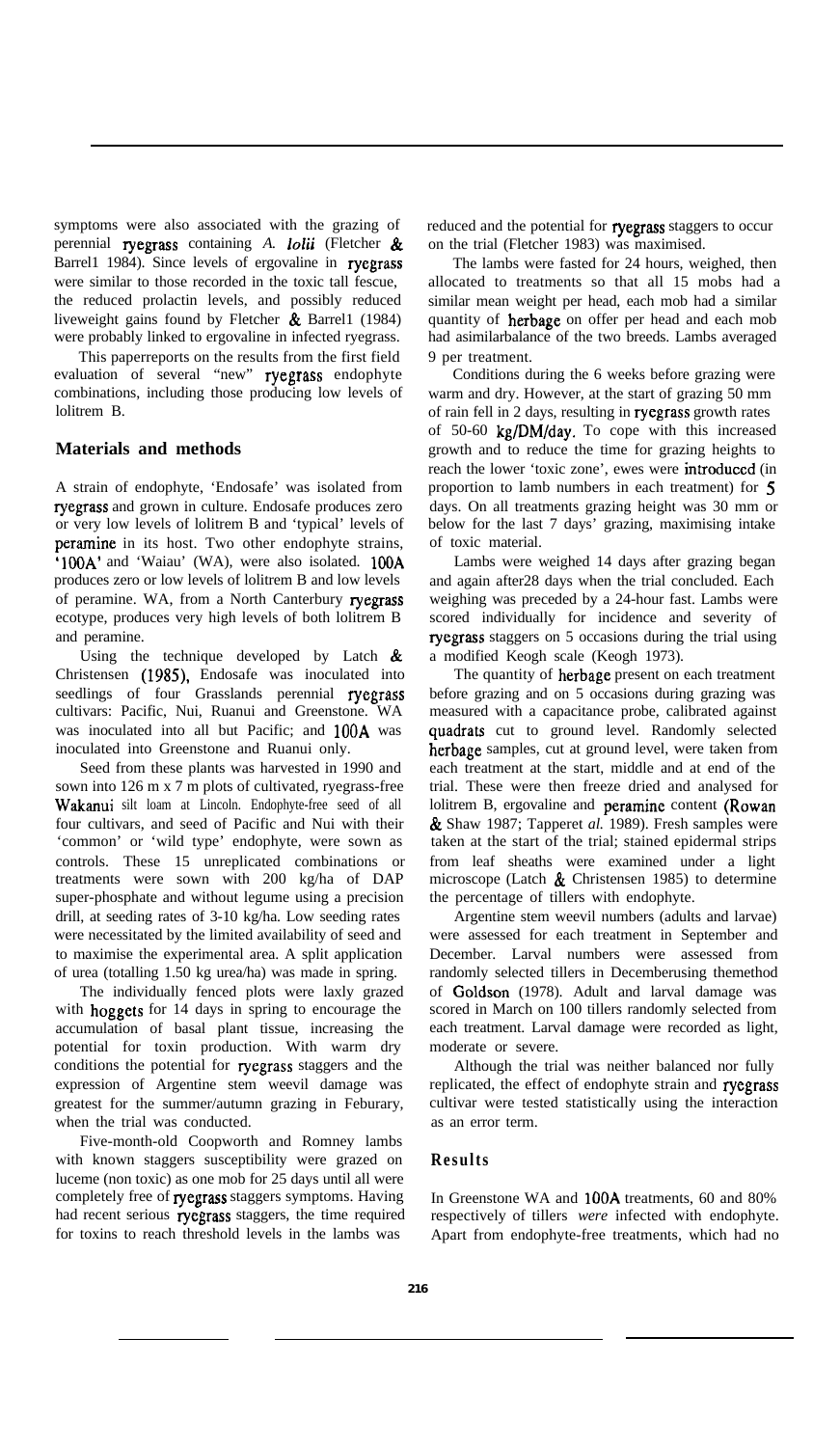symptoms were also associated with the grazing of perennial ryegrass containing *A. lolii* (Fletcher & Barrell 1984). Since levels of ergovaline in ryegrass were similar to those recorded in the toxic tall fescue, the reduced prolactin levels, and possibly reduced liveweight gains found by Fletcher & Barrell (1984) were probably linked to ergovaline in infected ryegrass.

This paperreports on the results from the first field evaluation of several "new" ryegrass endophyte combinations, including those producing low levels of lolitrem B.

## Materials and methods

A strain of endophyte, 'Endosafe' was isolated from ryegrass and grown in culture. Endosafe produces zero or very low levels of lolitrem B and 'typical' levels of peramine in its host. Two other endophyte strains, '100A' and 'Waiau' (WA), were also isolated. 100A produces zero or low levels of lolitrem B and low levels of peramine. WA, from a North Canterbury ryegrass ecotype, produces very high levels of both lolitrem B and peramine.

Using the technique developed by Latch & Christensen (1985), Endosafe was inoculated into seedlings of four Grasslands perennial ryegrass cultivars: Pacific, Nui, Ruanui and Greenstone. WA was inoculated into all but Pacific; and 100A was inoculated into Greenstone and Ruanui only.

Seed from these plants was harvested in 1990 and sown into 126 m x 7 m plots of cultivated, ryegrass-free Wakanui silt loam at Lincoln. Endophyte-free seed of all four cultivars, and seed of Pacific and Nui with their 'common' or 'wild type' endophyte, were sown as controls. These 15 unreplicated combinations or treatments were sown with 200 kg/ha of DAP super-phosphate and without legume using a precision drill, at seeding rates of 3-10 kg/ha. Low seeding rates were necessitated by the limited availability of seed and to maximise the experimental area. A split application of urea (totalling 1.50 kg urea/ha) was made in spring.

The individually fenced plots were laxly grazed with hoggets for 14 days in spring to encourage the accumulation of basal plant tissue, increasing the potential for toxin production. With warm dry conditions the potential for ryegrass staggers and the expression of Argentine stem weevil damage was greatest for the summer/autumn grazing in Feburary, when the trial was conducted.

Five-month-old Coopworth and Romney lambs with known staggers susceptibility were grazed on luceme (non toxic) as one mob for 25 days until all were completely free of ryegrass staggers symptoms. Having had recent serious ryegrass staggers, the time required for toxins to reach threshold levels in the lambs was reduced and the potential for ryegrass staggers to occur on the trial (Fletcher 1983) was maximised.

The lambs were fasted for 24 hours, weighed, then allocated to treatments so that all 15 mobs had a similar mean weight per head, each mob had a similar quantity of herbage on offer per head and each mob had asimilarbalance of the two breeds. Lambs averaged 9 per treatment.

Conditions during the 6 weeks before grazing were warm and dry. However, at the start of grazing 50 mm of rain fell in 2 days, resulting in ryegrass growth rates of 50-60 kg/DM/day. To cope with this increased growth and to reduce the time for grazing heights to reach the lower 'toxic zone', ewes were introduced (in proportion to lamb numbers in each treatment) for 5 days. On all treatments grazing height was 30 mm or below for the last 7 days' grazing, maximising intake of toxic material.

Lambs were weighed 14 days after grazing began and again after28 days when the trial concluded. Each weighing was preceded by a 24-hour fast. Lambs were scored individually for incidence and severity of ryegrass staggers on 5 occasions during the trial using a modified Keogh scale (Keogh 1973).

The quantity of herbage present on each treatment before grazing and on 5 occasions during grazing was measured with a capacitance probe, calibrated against quadrats cut to ground level. Randomly selected herbage samples, cut at ground level, were taken from each treatment at the start, middle and at end of the trial. These were then freeze dried and analysed for lolitrem B, ergovaline and peramine content (Rowan & Shaw 1987; Tapperet *al.* 1989). Fresh samples were taken at the start of the trial; stained epidermal strips from leaf sheaths were examined under a light microscope (Latch & Christensen 1985) to determine the percentage of tillers with endophyte.

Argentine stem weevil numbers (adults and larvae) were assessed for each treatment in September and December. Larval numbers were assessed from randomly selected tillers in Decemberusing themethod of Goldson (1978). Adult and larval damage was scored in March on 100 tillers randomly selected from each treatment. Larval damage were recorded as light, moderate or severe.

Although the trial was neither balanced nor fully replicated, the effect of endophyte strain and ryegrass cultivar were tested statistically using the interaction as an error term.

## Results

In Greenstone WA and 100A treatments, 60 and 80% respectively of tillers *were* infected with endophyte. Apart from endophyte-free treatments, which had no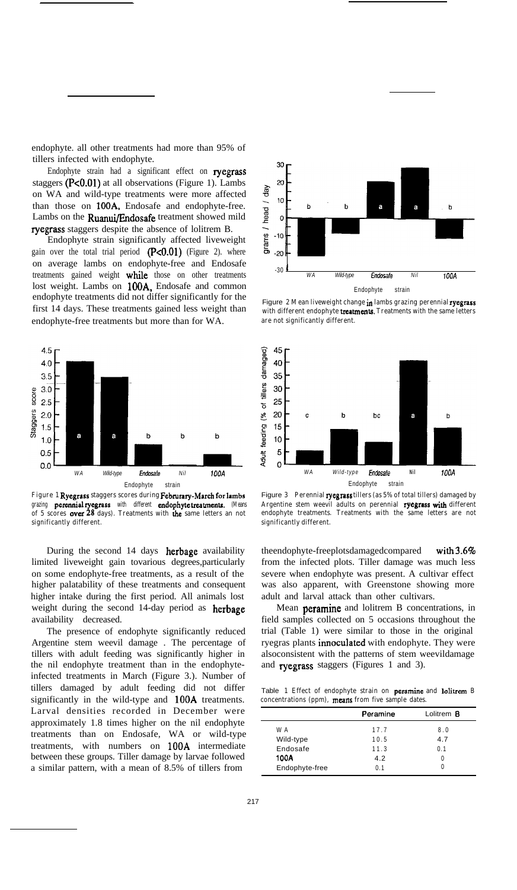endophyte. all other treatments had more than 95% of tillers infected with endophyte.

Endophyte strain had a significant effect on ryegrass staggers ($P<0.01$) at all observations (Figure 1). Lambs on WA and wild-type treatments were more affected than those on 100A, Endosafe and endophyte-free. Lambs on the Ruanui/Endosafe treatment showed mild ryegrass staggers despite the absence of lolitrem B.

Endophyte strain significantly affected liveweight gain over the total trial period ($P<0.01$) (Figure 2). where on average lambs on endophyte-free and Endosafe treatments gained weight while those on other treatments lost weight. Lambs on 100A, Endosafe and common endophyte treatments did not differ significantly for the first 14 days. These treatments gained less weight than endophyte-free treatments but more than for WA.

Figure 1 Ryegrass staggers scores during Februrary-March for lambs grazing perennial ryegrass with different endophyte treatments. (Means of 5 scores over 28 days). Treatments with the same letters an not significantly different.

Figure 2 Mean liveweight change in lambs grazing perennial ryegrass with different endophyte treatments. Treatments with the same letters are not significantly different.

Figure 3 Perennial ryegrass tillers (as 5% of total tillers) damaged by Argentine stem weevil adults on perennial ryegrass with different endophyte treatments. Treatments with the same letters are not significantly different.

During the second 14 days herbage availability limited liveweight gain tovarious degrees,particularly on some endophyte-free treatments, as a result of the higher palatability of these treatments and consequent higher intake during the first period. All animals lost weight during the second 14-day period as herbage availability decreased.

The presence of endophyte significantly reduced Argentine stem weevil damage . The percentage of tillers with adult feeding was significantly higher in the nil endophyte treatment than in the endophyte-infected treatments in March (Figure 3.). Number of tillers damaged by adult feeding did not differ significantly in the wild-type and 100A treatments. Larval densities recorded in December were approximately 1.8 times higher on the nil endophyte treatments than on Endosafe, WA or wild-type treatments, with numbers on 100A intermediate between these groups. Tiller damage by larvae followed a similar pattern, with a mean of 8.5% of tillers from theendophyte-freeplotsdamagedcompared with 3.6% from the infected plots. Tiller damage was much less severe when endophyte was present. A cultivar effect was also apparent, with Greenstone showing more adult and larval attack than other cultivars.

Mean peramine and lolitrem B concentrations, in field samples collected on 5 occasions throughout the trial (Table 1) were similar to those in the original ryegras plants innoculated with endophyte. They were alsoconsistent with the patterns of stem weevildamage and ryegrass staggers (Figures 1 and 3).

Table 1 Effect of endophyte strain on peramine and lolitrem B concentrations (ppm), means from five sample dates.

| | Peramine | Lolitrem B |
|---|---|---|
| WA | 17.7 | 8.0 |
| Wild-type | 10.5 | 4.7 |
| Endosafe | 11.3 | 0.1 |
| 100A | 4.2 | 0 |
| Endophyte-free | 0.1 | 0 |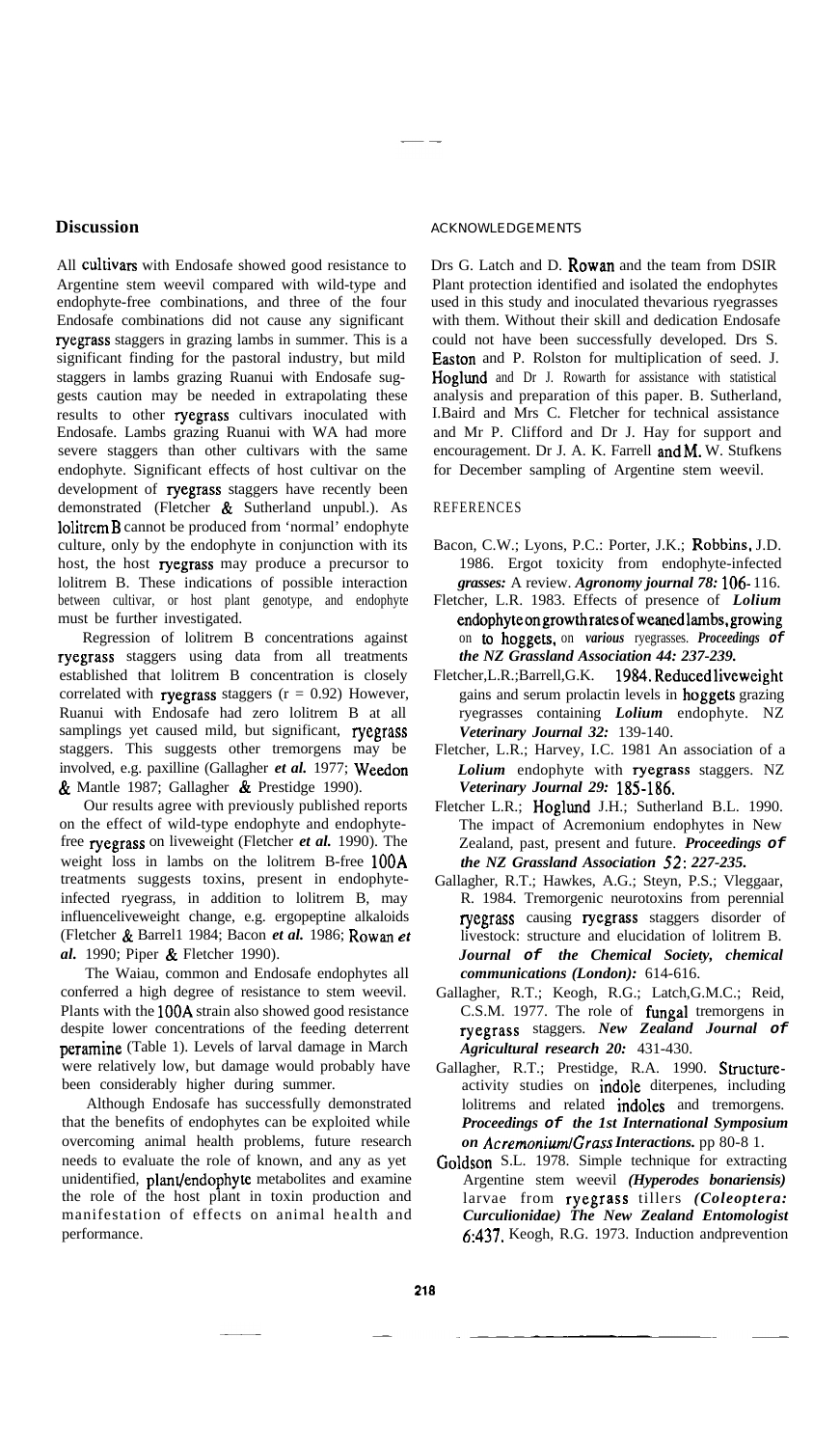## Discussion

All cultivars with Endosafe showed good resistance to Argentine stem weevil compared with wild-type and endophyte-free combinations, and three of the four Endosafe combinations did not cause any significant ryegrass staggers in grazing lambs in summer. This is a significant finding for the pastoral industry, but mild staggers in lambs grazing Ruanui with Endosafe suggests caution may be needed in extrapolating these results to other ryegrass cultivars inoculated with Endosafe. Lambs grazing Ruanui with WA had more severe staggers than other cultivars with the same endophyte. Significant effects of host cultivar on the development of ryegrass staggers have recently been demonstrated (Fletcher & Sutherland unpubl.). As lolitrem B cannot be produced from 'normal' endophyte culture, only by the endophyte in conjunction with its host, the host ryegrass may produce a precursor to lolitrem B. These indications of possible interaction between cultivar, or host plant genotype, and endophyte must be further investigated.

Regression of lolitrem B concentrations against ryegrass staggers using data from all treatments established that lolitrem B concentration is closely correlated with ryegrass staggers ($r = 0.92$) However, Ruanui with Endosafe had zero lolitrem B at all samplings yet caused mild, but significant, ryegrass staggers. This suggests other tremorgens may be involved, e.g. paxilline (Gallagher *et al.* 1977; Weedon & Mantle 1987; Gallagher & Prestidge 1990).

Our results agree with previously published reports on the effect of wild-type endophyte and endophyte-free ryegrass on liveweight (Fletcher *et al.* 1990). The weight loss in lambs on the lolitrem B-free 100A treatments suggests toxins, present in endophyte-infected ryegrass, in addition to lolitrem B, may influenceliveweight change, e.g. ergopeptine alkaloids (Fletcher & Barrel1 1984; Bacon *et al.* 1986; Rowan *et al.* 1990; Piper & Fletcher 1990).

The Waiau, common and Endosafe endophytes all conferred a high degree of resistance to stem weevil. Plants with the 100A strain also showed good resistance despite lower concentrations of the feeding deterrent peramine (Table 1). Levels of larval damage in March were relatively low, but damage would probably have been considerably higher during summer.

Although Endosafe has successfully demonstrated that the benefits of endophytes can be exploited while overcoming animal health problems, future research needs to evaluate the role of known, and any as yet unidentified, plant/endophyte metabolites and examine the role of the host plant in toxin production and manifestation of effects on animal health and performance.

ACKNOWLEDGEMENTS

Drs G. Latch and D. Rowan and the team from DSIR Plant protection identified and isolated the endophytes used in this study and inoculated thevarious ryegrasses with them. Without their skill and dedication Endosafe could not have been successfully developed. Drs S. Easton and P. Rolston for multiplication of seed. J. Hoglund and Dr J. Rowarth for assistance with statistical analysis and preparation of this paper. B. Sutherland, I.Baird and Mrs C. Fletcher for technical assistance and Mr P. Clifford and Dr J. Hay for support and encouragement. Dr J. A. K. Farrell and M. W. Stufkens for December sampling of Argentine stem weevil.

REFERENCES

Bacon, C.W.; Lyons, P.C.: Porter, J.K.; Robbins, J.D. 1986. Ergot toxicity from endophyte-infected *grasses:* A review. *Agronomy journal 78:* 106- 116.

Fletcher, L.R. 1983. Effects of presence of *Lolium* endophyte on growth rates of weaned lambs, growing on to hoggets, on *various* ryegrasses. *Proceedings of the NZ Grassland Association 44: 237-239.*

Fletcher,L.R.;Barrell,G.K. 1984. Reduced liveweight gains and serum prolactin levels in hoggets grazing ryegrasses containing *Lolium* endophyte. NZ *Veterinary Journal 32:* 139-140.

Fletcher, L.R.; Harvey, I.C. 1981 An association of a *Lolium* endophyte with ryegrass staggers. NZ *Veterinary Journal 29:* 185-186.

Fletcher L.R.; Hoglund J.H.; Sutherland B.L. 1990. The impact of Acremonium endophytes in New Zealand, past, present and future. *Proceedings of the NZ Grassland Association 52: 227-235.*

Gallagher, R.T.; Hawkes, A.G.; Steyn, P.S.; Vleggaar, R. 1984. Tremorgenic neurotoxins from perennial ryegrass causing ryegrass staggers disorder of livestock: structure and elucidation of lolitrem B. *Journal of the Chemical Society, chemical communications (London):* 614-616.

Gallagher, R.T.; Keogh, R.G.; Latch,G.M.C.; Reid, C.S.M. 1977. The role of fungal tremorgens in ryegrass staggers. *New Zealand Journal of Agricultural research 20:* 431-430.

Gallagher, R.T.; Prestidge, R.A. 1990. Structure-activity studies on indole diterpenes, including lolitrems and related indoles and tremorgens. *Proceedings of the 1st International Symposium on Acremonium/Grass Interactions.* pp 80-8 1.

Goldson S.L. 1978. Simple technique for extracting Argentine stem weevil *(Hyperodes bonariensis)* larvae from ryegrass tillers *(Coleoptera: Curculionidae) The New Zealand Entomologist 6:437.* Keogh, R.G. 1973. Induction andprevention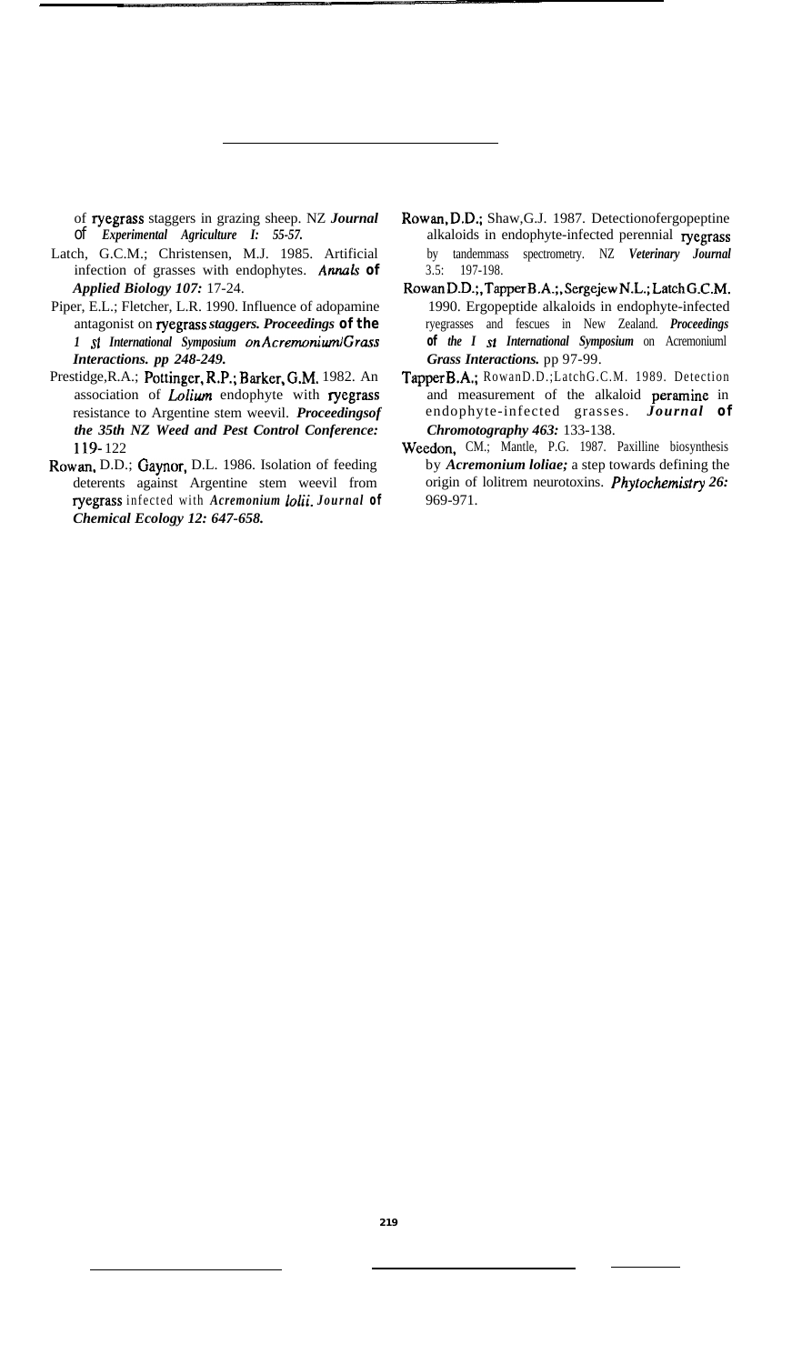of ryegrass staggers in grazing sheep. NZ *Journal of Experimental Agriculture I: 55-57.*

Latch, G.C.M.; Christensen, M.J. 1985. Artificial infection of grasses with endophytes. *Annals* **of** *Applied Biology 107:* 17-24.

Piper, E.L.; Fletcher, L.R. 1990. Influence of adopamine antagonist on ryegrass *staggers. Proceedings* **of the** *1 st International Symposium on Acremonium/Grass Interactions. pp 248-249.*

Prestidge,R.A.; Pottinger, R.P.; Barker, G.M. 1982. An association of *Lolium* endophyte with ryegrass resistance to Argentine stem weevil. *Proceedingsof the 35th NZ Weed and Pest Control Conference:* 119- 122

Rowan, D.D.; Gaynor, D.L. 1986. Isolation of feeding deterents against Argentine stem weevil from ryegrass infected with *Acremonium lolii. Journal* **of** *Chemical Ecology 12: 647-658.*

Rowan, D.D.; Shaw,G.J. 1987. Detectionofergopeptine alkaloids in endophyte-infected perennial ryegrass by tandemmass spectrometry. NZ *Veterinary Journal* 3.5: 197-198.

Rowan D.D.:, Tapper B.A.:, Sergejew N.L.; Latch G.C.M. 1990. Ergopeptide alkaloids in endophyte-infected ryegrasses and fescues in New Zealand. *Proceedings* **of** *the I st International Symposium* on Acremoniuml *Grass Interactions.* pp 97-99.

Tapper B.A.; RowanD.D.;LatchG.C.M. 1989. Detection and measurement of the alkaloid peramine in endophyte-infected grasses. *Journal* **of** *Chromotography 463:* 133-138.

Weedon, CM.; Mantle, P.G. 1987. Paxilline biosynthesis by *Acremonium loliae;* a step towards defining the origin of lolitrem neurotoxins. *Phytochemistry 26:* 969-971.